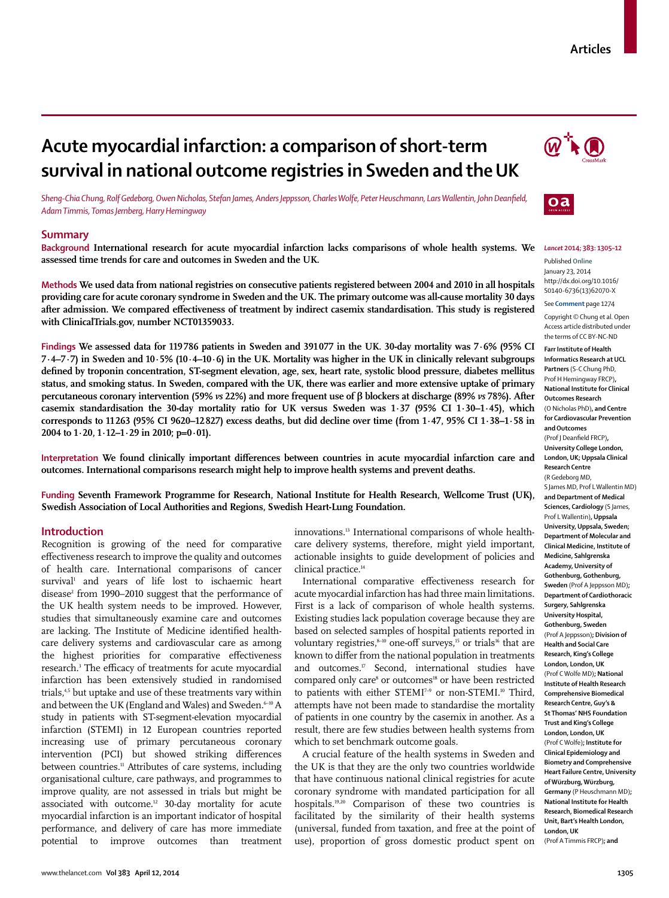# Acute myocardial infarction: a comparison of short-term survival in national outcome registries in Sweden and the UK

*Sheng-Chia Chung, Rolf Gedeborg, Owen Nicholas, Stefan James, Anders Jeppsson, Charles Wolfe, Peter Heuschmann, Lars Wallentin, John Deanfield, Adam Timmis, Tomas Jernberg, Harry Hemingway*

## Summary

**Background** International research for acute myocardial infarction lacks comparisons of whole health systems. We assessed time trends for care and outcomes in Sweden and the UK.

**Methods** We used data from national registries on consecutive patients registered between 2004 and 2010 in all hospitals providing care for acute coronary syndrome in Sweden and the UK. The primary outcome was all-cause mortality 30 days after admission. We compared effectiveness of treatment by indirect casemix standardisation. This study is registered with ClinicalTrials.gov, number NCT01359033.

**Findings** We assessed data for 119 786 patients in Sweden and 391 077 in the UK. 30-day mortality was 7·6% (95% CI 7·4–7·7) in Sweden and 10·5% (10·4–10·6) in the UK. Mortality was higher in the UK in clinically relevant subgroups defined by troponin concentration, ST-segment elevation, age, sex, heart rate, systolic blood pressure, diabetes mellitus status, and smoking status. In Sweden, compared with the UK, there was earlier and more extensive uptake of primary percutaneous coronary intervention (59% *vs* 22%) and more frequent use of β blockers at discharge (89% *vs* 78%). After casemix standardisation the 30-day mortality ratio for UK versus Sweden was 1·37 (95% CI 1·30–1·45), which corresponds to 11 263 (95% CI 9620–12 827) excess deaths, but did decline over time (from 1·47, 95% CI 1·38–1·58 in 2004 to 1·20, 1·12–1·29 in 2010; p=0·01).

**Interpretation** We found clinically important differences between countries in acute myocardial infarction care and outcomes. International comparisons research might help to improve health systems and prevent deaths.

**Funding** Seventh Framework Programme for Research, National Institute for Health Research, Wellcome Trust (UK), Swedish Association of Local Authorities and Regions, Swedish Heart-Lung Foundation.

*Lancet* 2014; 383: 1305–12

Published Online January 23, 2014 http://dx.doi.org/10.1016/S0140-6736(13)62070-X

See **Comment** page 1274

Copyright © Chung et al. Open Access article distributed under the terms of CC BY-NC-ND

**Farr Institute of Health Informatics Research at UCL Partners** (S-C Chung PhD, Prof H Hemingway FRCP)**, National Institute for Clinical Outcomes Research** (O Nicholas PhD)**, and Centre for Cardiovascular Prevention and Outcomes** (Prof J Deanfield FRCP)**, University College London, London, UK; Uppsala Clinical Research Centre** (R Gedeborg MD, S James MD, Prof L Wallentin MD) **and Department of Medical Sciences, Cardiology** (S James, Prof L Wallentin)**, Uppsala University, Uppsala, Sweden; Department of Molecular and Clinical Medicine, Institute of Medicine, Sahlgrenska Academy, University of Gothenburg, Gothenburg, Sweden** (Prof A Jeppsson MD)**; Department of Cardiothoracic Surgery, Sahlgrenska University Hospital, Gothenburg, Sweden** (Prof A Jeppsson)**; Division of Health and Social Care Research, King's College London, London, UK** (Prof C Wolfe MD)**; National Institute of Health Research Comprehensive Biomedical Research Centre, Guy's & St Thomas' NHS Foundation Trust and King's College London, London, UK** (Prof C Wolfe)**; Institute for Clinical Epidemiology and Biometry and Comprehensive Heart Failure Centre, University of Würzburg, Würzburg, Germany** (P Heuschmann MD)**; National Institute for Health Research, Biomedical Research Unit, Bart's Health London, London, UK** (Prof A Timmis FRCP)**; and**

## Introduction

Recognition is growing of the need for comparative effectiveness research to improve the quality and outcomes of health care. International comparisons of cancer survival[1] and years of life lost to ischaemic heart disease[2] from 1990–2010 suggest that the performance of the UK health system needs to be improved. However, studies that simultaneously examine care and outcomes are lacking. The Institute of Medicine identified health-care delivery systems and cardiovascular care as among the highest priorities for comparative effectiveness research.[3] The efficacy of treatments for acute myocardial infarction has been extensively studied in randomised trials,[4,5] but uptake and use of these treatments vary within and between the UK (England and Wales) and Sweden.[6–10] A study in patients with ST-segment-elevation myocardial infarction (STEMI) in 12 European countries reported increasing use of primary percutaneous coronary intervention (PCI) but showed striking differences between countries.[11] Attributes of care systems, including organisational culture, care pathways, and programmes to improve quality, are not assessed in trials but might be associated with outcome.[12] 30-day mortality for acute myocardial infarction is an important indicator of hospital performance, and delivery of care has more immediate potential to improve outcomes than treatment innovations.[13] International comparisons of whole health-care delivery systems, therefore, might yield important, actionable insights to guide development of policies and clinical practice.[14]

International comparative effectiveness research for acute myocardial infarction has had three main limitations. First is a lack of comparison of whole health systems. Existing studies lack population coverage because they are based on selected samples of hospital patients reported in voluntary registries,[8–10] one-off surveys,[15] or trials[16] that are known to differ from the national population in treatments and outcomes.[17] Second, international studies have compared only care[8] or outcomes[18] or have been restricted to patients with either STEMI[7–9] or non-STEMI.[10] Third, attempts have not been made to standardise the mortality of patients in one country by the casemix in another. As a result, there are few studies between health systems from which to set benchmark outcome goals.

A crucial feature of the health systems in Sweden and the UK is that they are the only two countries worldwide that have continuous national clinical registries for acute coronary syndrome with mandated participation for all hospitals.[19,20] Comparison of these two countries is facilitated by the similarity of their health systems (universal, funded from taxation, and free at the point of use), proportion of gross domestic product spent on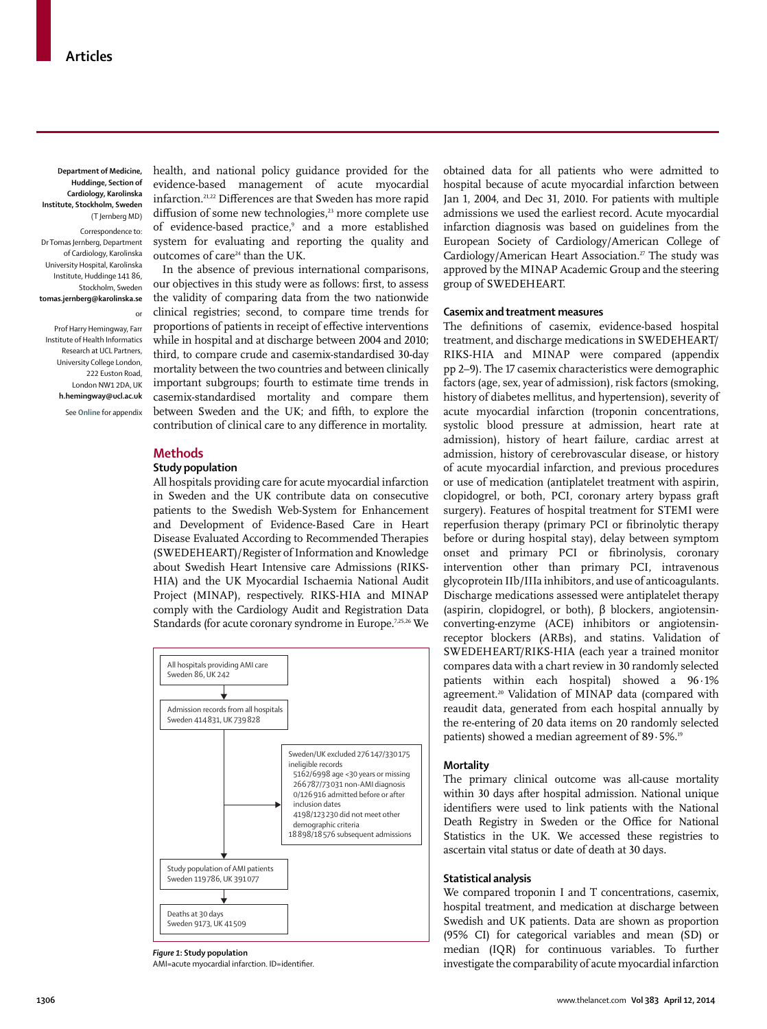Department of Medicine, Huddinge, Section of Cardiology, Karolinska Institute, Stockholm, Sweden (T Jernberg MD)

Correspondence to: Dr Tomas Jernberg, Department of Cardiology, Karolinska University Hospital, Karolinska Institute, Huddinge 141 86, Stockholm, Sweden **tomas.jernberg@karolinska.se**

or

Prof Harry Hemingway, Farr Institute of Health Informatics Research at UCL Partners, University College London, 222 Euston Road, London NW1 2DA, UK **h.hemingway@ucl.ac.uk**

See **Online** for appendix

health, and national policy guidance provided for the evidence-based management of acute myocardial infarction.[21,22] Differences are that Sweden has more rapid diffusion of some new technologies,[23] more complete use of evidence-based practice,[9] and a more established system for evaluating and reporting the quality and outcomes of care[24] than the UK.

In the absence of previous international comparisons, our objectives in this study were as follows: first, to assess the validity of comparing data from the two nationwide clinical registries; second, to compare time trends for proportions of patients in receipt of effective interventions while in hospital and at discharge between 2004 and 2010; third, to compare crude and casemix-standardised 30-day mortality between the two countries and between clinically important subgroups; fourth to estimate time trends in casemix-standardised mortality and compare them between Sweden and the UK; and fifth, to explore the contribution of clinical care to any difference in mortality.

## Methods

### Study population

All hospitals providing care for acute myocardial infarction in Sweden and the UK contribute data on consecutive patients to the Swedish Web-System for Enhancement and Development of Evidence-Based Care in Heart Disease Evaluated According to Recommended Therapies (SWEDEHEART)/Register of Information and Knowledge about Swedish Heart Intensive care Admissions (RIKS-HIA) and the UK Myocardial Ischaemia National Audit Project (MINAP), respectively. RIKS-HIA and MINAP comply with the Cardiology Audit and Registration Data Standards (for acute coronary syndrome in Europe.[7,25,26] We obtained data for all patients who were admitted to hospital because of acute myocardial infarction between Jan 1, 2004, and Dec 31, 2010. For patients with multiple admissions we used the earliest record. Acute myocardial infarction diagnosis was based on guidelines from the European Society of Cardiology/American College of Cardiology/American Heart Association.[27] The study was approved by the MINAP Academic Group and the steering group of SWEDEHEART.

All hospitals providing AMI care: Sweden 86, UK 242

Admission records from all hospitals: Sweden 414 831, UK 739 828

Sweden/UK excluded 276 147/330 175 ineligible records
- 5162/6998 age <30 years or missing
- 266 787/73 031 non-AMI diagnosis
- 0/126 916 admitted before or after inclusion dates
- 4198/123 230 did not meet other demographic criteria

18 898/18 576 subsequent admissions

Study population of AMI patients: Sweden 119 786, UK 391 077

Deaths at 30 days: Sweden 9173, UK 41 509

*Figure 1*: **Study population**
AMI=acute myocardial infarction. ID=identifier.

### Casemix and treatment measures

The definitions of casemix, evidence-based hospital treatment, and discharge medications in SWEDEHEART/RIKS-HIA and MINAP were compared (appendix pp 2–9). The 17 casemix characteristics were demographic factors (age, sex, year of admission), risk factors (smoking, history of diabetes mellitus, and hypertension), severity of acute myocardial infarction (troponin concentrations, systolic blood pressure at admission, heart rate at admission), history of heart failure, cardiac arrest at admission, history of cerebrovascular disease, or history of acute myocardial infarction, and previous procedures or use of medication (antiplatelet treatment with aspirin, clopidogrel, or both, PCI, coronary artery bypass graft surgery). Features of hospital treatment for STEMI were reperfusion therapy (primary PCI or fibrinolytic therapy before or during hospital stay), delay between symptom onset and primary PCI or fibrinolysis, coronary intervention other than primary PCI, intravenous glycoprotein IIb/IIIa inhibitors, and use of anticoagulants. Discharge medications assessed were antiplatelet therapy (aspirin, clopidogrel, or both), β blockers, angiotensin-converting-enzyme (ACE) inhibitors or angiotensin-receptor blockers (ARBs), and statins. Validation of SWEDEHEART/RIKS-HIA (each year a trained monitor compares data with a chart review in 30 randomly selected patients within each hospital) showed a 96·1% agreement.[20] Validation of MINAP data (compared with reaudit data, generated from each hospital annually by the re-entering of 20 data items on 20 randomly selected patients) showed a median agreement of 89·5%.[19]

### Mortality

The primary clinical outcome was all-cause mortality within 30 days after hospital admission. National unique identifiers were used to link patients with the National Death Registry in Sweden or the Office for National Statistics in the UK. We accessed these registries to ascertain vital status or date of death at 30 days.

### Statistical analysis

We compared troponin I and T concentrations, casemix, hospital treatment, and medication at discharge between Swedish and UK patients. Data are shown as proportion (95% CI) for categorical variables and mean (SD) or median (IQR) for continuous variables. To further investigate the comparability of acute myocardial infarction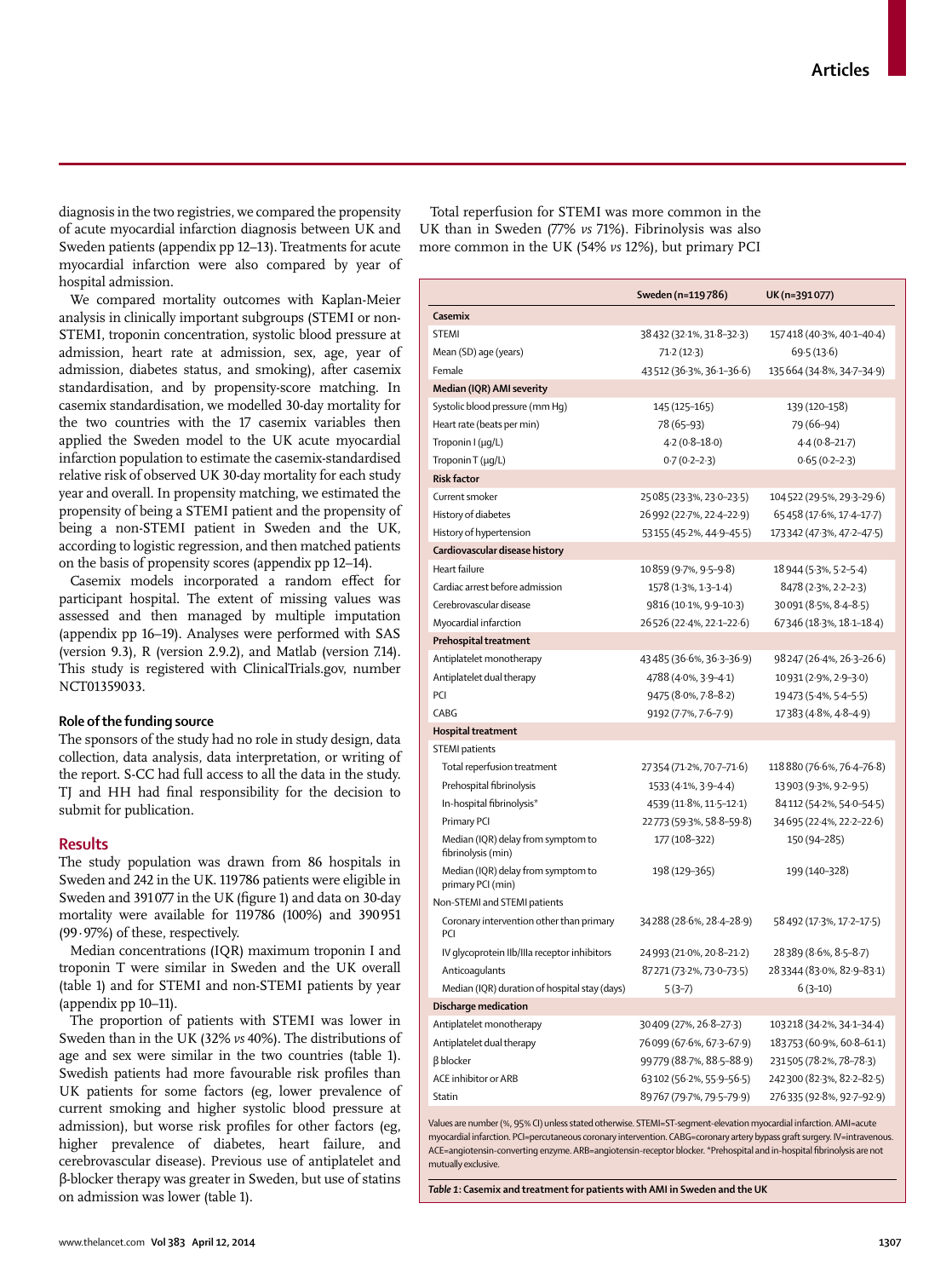diagnosis in the two registries, we compared the propensity of acute myocardial infarction diagnosis between UK and Sweden patients (appendix pp 12–13). Treatments for acute myocardial infarction were also compared by year of hospital admission.

We compared mortality outcomes with Kaplan-Meier analysis in clinically important subgroups (STEMI or non-STEMI, troponin concentration, systolic blood pressure at admission, heart rate at admission, sex, age, year of admission, diabetes status, and smoking), after casemix standardisation, and by propensity-score matching. In casemix standardisation, we modelled 30-day mortality for the two countries with the 17 casemix variables then applied the Sweden model to the UK acute myocardial infarction population to estimate the casemix-standardised relative risk of observed UK 30-day mortality for each study year and overall. In propensity matching, we estimated the propensity of being a STEMI patient and the propensity of being a non-STEMI patient in Sweden and the UK, according to logistic regression, and then matched patients on the basis of propensity scores (appendix pp 12–14).

Casemix models incorporated a random effect for participant hospital. The extent of missing values was assessed and then managed by multiple imputation (appendix pp 16–19). Analyses were performed with SAS (version 9.3), R (version 2.9.2), and Matlab (version 7.14). This study is registered with ClinicalTrials.gov, number NCT01359033.

### Role of the funding source

The sponsors of the study had no role in study design, data collection, data analysis, data interpretation, or writing of the report. S-CC had full access to all the data in the study. TJ and HH had final responsibility for the decision to submit for publication.

## Results

The study population was drawn from 86 hospitals in Sweden and 242 in the UK. 119 786 patients were eligible in Sweden and 391 077 in the UK (figure 1) and data on 30-day mortality were available for 119 786 (100%) and 390 951 (99·97%) of these, respectively.

Median concentrations (IQR) maximum troponin I and troponin T were similar in Sweden and the UK overall (table 1) and for STEMI and non-STEMI patients by year (appendix pp 10–11).

The proportion of patients with STEMI was lower in Sweden than in the UK (32% *vs* 40%). The distributions of age and sex were similar in the two countries (table 1). Swedish patients had more favourable risk profiles than UK patients for some factors (eg, lower prevalence of current smoking and higher systolic blood pressure at admission), but worse risk profiles for other factors (eg, higher prevalence of diabetes, heart failure, and cerebrovascular disease). Previous use of antiplatelet and β-blocker therapy was greater in Sweden, but use of statins on admission was lower (table 1).

Total reperfusion for STEMI was more common in the UK than in Sweden (77% *vs* 71%). Fibrinolysis was also more common in the UK (54% *vs* 12%), but primary PCI

| | Sweden (n=119 786) | UK (n=391 077) |
|---|---|---|
| **Casemix** | | |
| STEMI | 38 432 (32·1%, 31·8–32·3) | 157 418 (40·3%, 40·1–40·4) |
| Mean (SD) age (years) | 71·2 (12·3) | 69·5 (13·6) |
| Female | 43 512 (36·3%, 36·1–36·6) | 135 664 (34·8%, 34·7–34·9) |
| **Median (IQR) AMI severity** | | |
| Systolic blood pressure (mm Hg) | 145 (125–165) | 139 (120–158) |
| Heart rate (beats per min) | 78 (65–93) | 79 (66–94) |
| Troponin I (μg/L) | 4·2 (0·8–18·0) | 4·4 (0·8–21·7) |
| Troponin T (μg/L) | 0·7 (0·2–2·3) | 0·65 (0·2–2·3) |
| **Risk factor** | | |
| Current smoker | 25 085 (23·3%, 23·0–23·5) | 104 522 (29·5%, 29·3–29·6) |
| History of diabetes | 26 992 (22·7%, 22·4–22·9) | 65 458 (17·6%, 17·4–17·7) |
| History of hypertension | 53 155 (45·2%, 44·9–45·5) | 173 342 (47·3%, 47·2–47·5) |
| **Cardiovascular disease history** | | |
| Heart failure | 10 859 (9·7%, 9·5–9·8) | 18 944 (5·3%, 5·2–5·4) |
| Cardiac arrest before admission | 1578 (1·3%, 1·3–1·4) | 8478 (2·3%, 2·2–2·3) |
| Cerebrovascular disease | 9816 (10·1%, 9·9–10·3) | 30 091 (8·5%, 8·4–8·5) |
| Myocardial infarction | 26 526 (22·4%, 22·1–22·6) | 67 346 (18·3%, 18·1–18·4) |
| **Prehospital treatment** | | |
| Antiplatelet monotherapy | 43 485 (36·6%, 36·3–36·9) | 98 247 (26·4%, 26·3–26·6) |
| Antiplatelet dual therapy | 4788 (4·0%, 3·9–4·1) | 10 931 (2·9%, 2·9–3·0) |
| PCI | 9475 (8·0%, 7·8–8·2) | 19 473 (5·4%, 5·4–5·5) |
| CABG | 9192 (7·7%, 7·6–7·9) | 17 383 (4·8%, 4·8–4·9) |
| **Hospital treatment** | | |
| STEMI patients | | |
| Total reperfusion treatment | 27 354 (71·2%, 70·7–71·6) | 118 880 (76·6%, 76·4–76·8) |
| Prehospital fibrinolysis | 1533 (4·1%, 3·9–4·4) | 13 903 (9·3%, 9·2–9·5) |
| In-hospital fibrinolysis* | 4539 (11·8%, 11·5–12·1) | 84 112 (54·2%, 54·0–54·5) |
| Primary PCI | 22 773 (59·3%, 58·8–59·8) | 34 695 (22·4%, 22·2–22·6) |
| Median (IQR) delay from symptom to fibrinolysis (min) | 177 (108–322) | 150 (94–285) |
| Median (IQR) delay from symptom to primary PCI (min) | 198 (129–365) | 199 (140–328) |
| Non-STEMI and STEMI patients | | |
| Coronary intervention other than primary PCI | 34 288 (28·6%, 28·4–28·9) | 58 492 (17·3%, 17·2–17·5) |
| IV glycoprotein IIb/IIIa receptor inhibitors | 24 993 (21·0%, 20·8–21·2) | 28 389 (8·6%, 8·5–8·7) |
| Anticoagulants | 87 271 (73·2%, 73·0–73·5) | 283 344 (83·0%, 82·9–83·1) |
| Median (IQR) duration of hospital stay (days) | 5 (3–7) | 6 (3–10) |
| **Discharge medication** | | |
| Antiplatelet monotherapy | 30 409 (27%, 26·8–27·3) | 103 218 (34·2%, 34·1–34·4) |
| Antiplatelet dual therapy | 76 099 (67·6%, 67·3–67·9) | 183 753 (60·9%, 60·8–61·1) |
| β blocker | 99 779 (88·7%, 88·5–88·9) | 231 505 (78·2%, 78–78·3) |
| ACE inhibitor or ARB | 63 102 (56·2%, 55·9–56·5) | 242 300 (82·3%, 82·2–82·5) |
| Statin | 89 767 (79·7%, 79·5–79·9) | 276 335 (92·8%, 92·7–92·9) |

Values are number (%, 95% CI) unless stated otherwise. STEMI=ST-segment-elevation myocardial infarction. AMI=acute myocardial infarction. PCI=percutaneous coronary intervention. CABG=coronary artery bypass graft surgery. IV=intravenous. ACE=angiotensin-converting enzyme. ARB=angiotensin-receptor blocker. *Prehospital and in-hospital fibrinolysis are not mutually exclusive.

*Table 1*: **Casemix and treatment for patients with AMI in Sweden and the UK**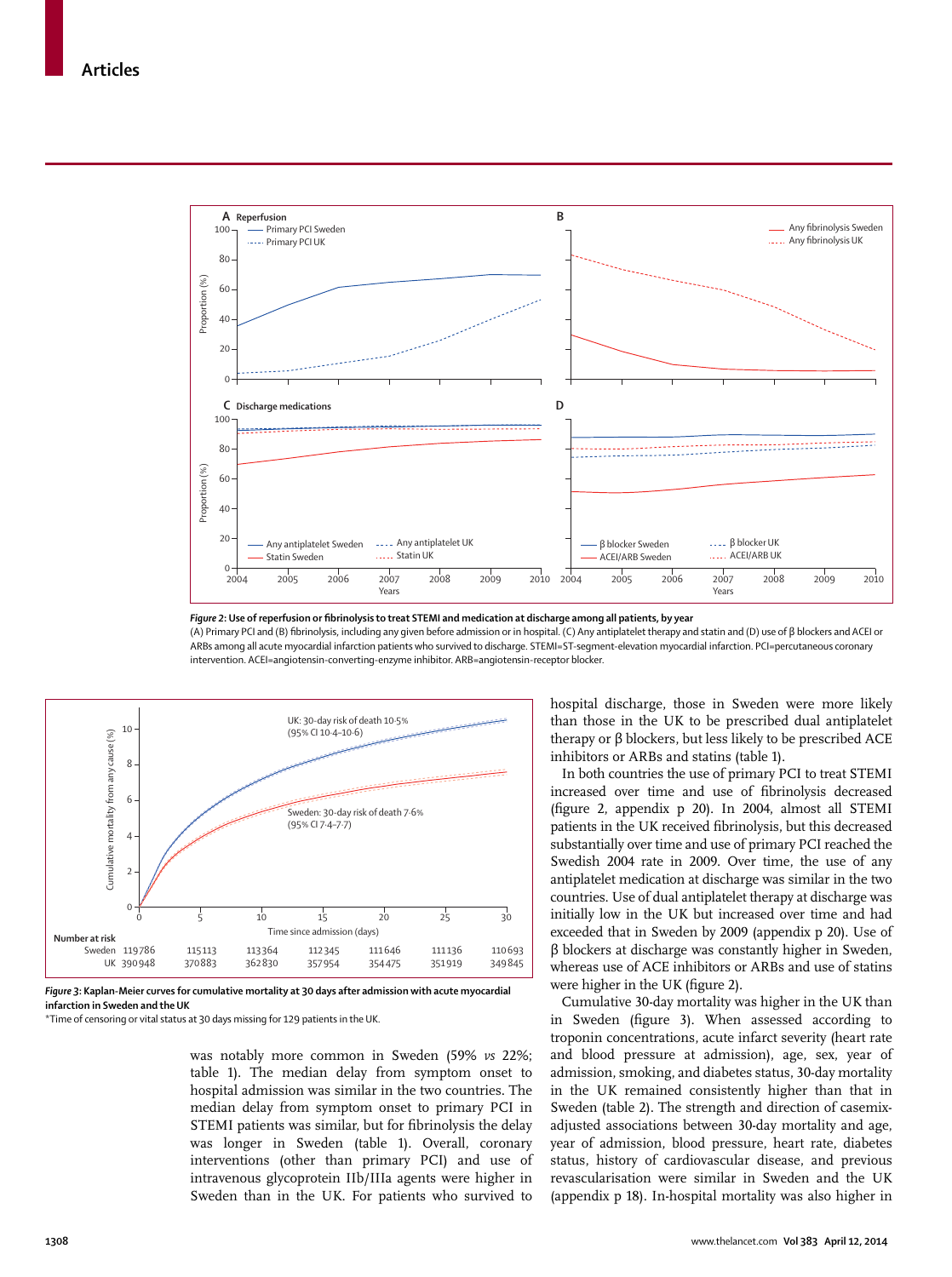*Figure 2:* **Use of reperfusion or fibrinolysis to treat STEMI and medication at discharge among all patients, by year**

(A) Primary PCI and (B) fibrinolysis, including any given before admission or in hospital. (C) Any antiplatelet therapy and statin and (D) use of β blockers and ACEI or ARBs among all acute myocardial infarction patients who survived to discharge. STEMI=ST-segment-elevation myocardial infarction. PCI=percutaneous coronary intervention. ACEI=angiotensin-converting-enzyme inhibitor. ARB=angiotensin-receptor blocker.

| Number at risk | 0 | 5 | 10 | 15 | 20 | 25 | 30 |
|---|---|---|---|---|---|---|---|
| Sweden | 119786 | 115113 | 113364 | 112345 | 111646 | 111136 | 110693 |
| UK | 390948 | 370883 | 362830 | 357954 | 354475 | 351919 | 349845 |

*Figure 3:* **Kaplan-Meier curves for cumulative mortality at 30 days after admission with acute myocardial infarction in Sweden and the UK**

*Time of censoring or vital status at 30 days missing for 129 patients in the UK.

was notably more common in Sweden (59% *vs* 22%; table 1). The median delay from symptom onset to hospital admission was similar in the two countries. The median delay from symptom onset to primary PCI in STEMI patients was similar, but for fibrinolysis the delay was longer in Sweden (table 1). Overall, coronary interventions (other than primary PCI) and use of intravenous glycoprotein IIb/IIIa agents were higher in Sweden than in the UK. For patients who survived to hospital discharge, those in Sweden were more likely than those in the UK to be prescribed dual antiplatelet therapy or β blockers, but less likely to be prescribed ACE inhibitors or ARBs and statins (table 1).

In both countries the use of primary PCI to treat STEMI increased over time and use of fibrinolysis decreased (figure 2, appendix p 20). In 2004, almost all STEMI patients in the UK received fibrinolysis, but this decreased substantially over time and use of primary PCI reached the Swedish 2004 rate in 2009. Over time, the use of any antiplatelet medication at discharge was similar in the two countries. Use of dual antiplatelet therapy at discharge was initially low in the UK but increased over time and had exceeded that in Sweden by 2009 (appendix p 20). Use of β blockers at discharge was constantly higher in Sweden, whereas use of ACE inhibitors or ARBs and use of statins were higher in the UK (figure 2).

Cumulative 30-day mortality was higher in the UK than in Sweden (figure 3). When assessed according to troponin concentrations, acute infarct severity (heart rate and blood pressure at admission), age, sex, year of admission, smoking, and diabetes status, 30-day mortality in the UK remained consistently higher than that in Sweden (table 2). The strength and direction of casemix-adjusted associations between 30-day mortality and age, year of admission, blood pressure, heart rate, diabetes status, history of cardiovascular disease, and previous revascularisation were similar in Sweden and the UK (appendix p 18). In-hospital mortality was also higher in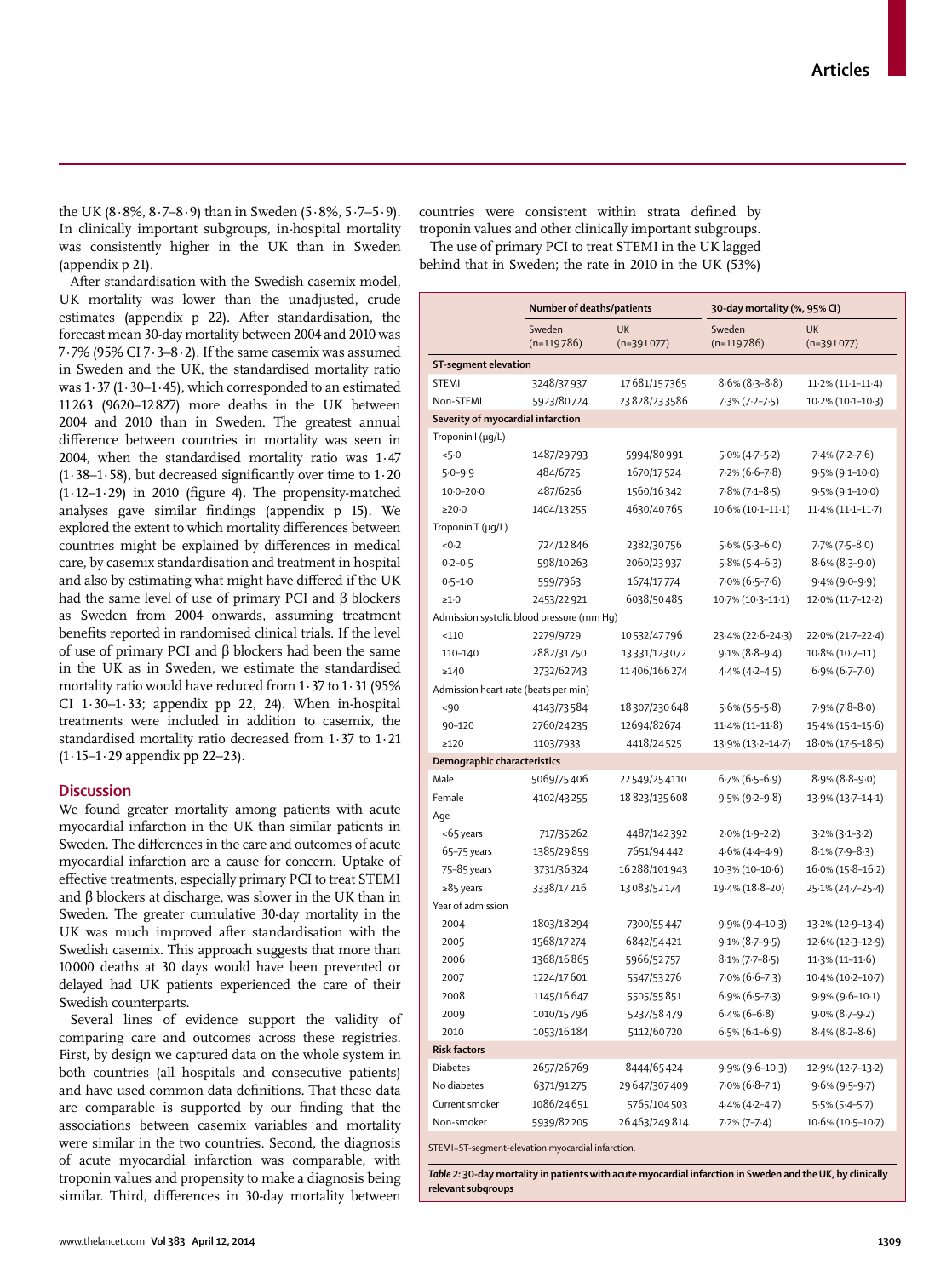the UK (8·8%, 8·7–8·9) than in Sweden (5·8%, 5·7–5·9). In clinically important subgroups, in-hospital mortality was consistently higher in the UK than in Sweden (appendix p 21).

After standardisation with the Swedish casemix model, UK mortality was lower than the unadjusted, crude estimates (appendix p 22). After standardisation, the forecast mean 30-day mortality between 2004 and 2010 was 7·7% (95% CI 7·3–8·2). If the same casemix was assumed in Sweden and the UK, the standardised mortality ratio was 1·37 (1·30–1·45), which corresponded to an estimated 11 263 (9620–12 827) more deaths in the UK between 2004 and 2010 than in Sweden. The greatest annual difference between countries in mortality was seen in 2004, when the standardised mortality ratio was 1·47 (1·38–1·58), but decreased significantly over time to 1·20 (1·12–1·29) in 2010 (figure 4). The propensity-matched analyses gave similar findings (appendix p 15). We explored the extent to which mortality differences between countries might be explained by differences in medical care, by casemix standardisation and treatment in hospital and also by estimating what might have differed if the UK had the same level of use of primary PCI and β blockers as Sweden from 2004 onwards, assuming treatment benefits reported in randomised clinical trials. If the level of use of primary PCI and β blockers had been the same in the UK as in Sweden, we estimate the standardised mortality ratio would have reduced from 1·37 to 1·31 (95% CI 1·30–1·33; appendix pp 22, 24). When in-hospital treatments were included in addition to casemix, the standardised mortality ratio decreased from 1·37 to 1·21 (1·15–1·29 appendix pp 22–23).

## Discussion

We found greater mortality among patients with acute myocardial infarction in the UK than similar patients in Sweden. The differences in the care and outcomes of acute myocardial infarction are a cause for concern. Uptake of effective treatments, especially primary PCI to treat STEMI and β blockers at discharge, was slower in the UK than in Sweden. The greater cumulative 30-day mortality in the UK was much improved after standardisation with the Swedish casemix. This approach suggests that more than 10 000 deaths at 30 days would have been prevented or delayed had UK patients experienced the care of their Swedish counterparts.

Several lines of evidence support the validity of comparing care and outcomes across these registries. First, by design we captured data on the whole system in both countries (all hospitals and consecutive patients) and have used common data definitions. That these data are comparable is supported by our finding that the associations between casemix variables and mortality were similar in the two countries. Second, the diagnosis of acute myocardial infarction was comparable, with troponin values and propensity to make a diagnosis being similar. Third, differences in 30-day mortality between countries were consistent within strata defined by troponin values and other clinically important subgroups.

The use of primary PCI to treat STEMI in the UK lagged behind that in Sweden; the rate in 2010 in the UK (53%)

| | Number of deaths/patients | | 30-day mortality (%, 95% CI) | |
|---|---|---|---|---|
| | Sweden (n=119 786) | UK (n=391 077) | Sweden (n=119 786) | UK (n=391 077) |
| **ST-segment elevation** | | | | |
| STEMI | 3248/37 937 | 17 681/157 365 | 8·6% (8·3–8·8) | 11·2% (11·1–11·4) |
| Non-STEMI | 5923/80 724 | 23 828/233 586 | 7·3% (7·2–7·5) | 10·2% (10·1–10·3) |
| **Severity of myocardial infarction** | | | | |
| Troponin I (μg/L) | | | | |
| <5·0 | 1487/29 793 | 5994/80 991 | 5·0% (4·7–5·2) | 7·4% (7·2–7·6) |
| 5·0–9·9 | 484/6725 | 1670/17 524 | 7·2% (6·6–7·8) | 9·5% (9·1–10·0) |
| 10·0–20·0 | 487/6256 | 1560/16 342 | 7·8% (7·1–8·5) | 9·5% (9·1–10·0) |
| ≥20·0 | 1404/13 255 | 4630/40 765 | 10·6% (10·1–11·1) | 11·4% (11·1–11·7) |
| Troponin T (μg/L) | | | | |
| <0·2 | 724/12 846 | 2382/30 756 | 5·6% (5·3–6·0) | 7·7% (7·5–8·0) |
| 0·2–0·5 | 598/10 263 | 2060/23 937 | 5·8% (5·4–6·3) | 8·6% (8·3–9·0) |
| 0·5–1·0 | 559/7963 | 1674/17 774 | 7·0% (6·5–7·6) | 9·4% (9·0–9·9) |
| ≥1·0 | 2453/22 921 | 6038/50 485 | 10·7% (10·3–11·1) | 12·0% (11·7–12·2) |
| Admission systolic blood pressure (mm Hg) | | | | |
| <110 | 2279/9729 | 10 532/47 796 | 23·4% (22·6–24·3) | 22·0% (21·7–22·4) |
| 110–140 | 2882/31 750 | 13 331/123 072 | 9·1% (8·8–9·4) | 10·8% (10·7–11) |
| ≥140 | 2732/62 743 | 11 406/166 274 | 4·4% (4·2–4·5) | 6·9% (6·7–7·0) |
| Admission heart rate (beats per min) | | | | |
| <90 | 4143/73 584 | 18 307/230 648 | 5·6% (5·5–5·8) | 7·9% (7·8–8·0) |
| 90–120 | 2760/24 235 | 12694/82674 | 11·4% (11–11·8) | 15·4% (15·1–15·6) |
| ≥120 | 1103/7933 | 4418/24 525 | 13·9% (13·2–14·7) | 18·0% (17·5–18·5) |
| **Demographic characteristics** | | | | |
| Male | 5069/75 406 | 22 549/25 4110 | 6·7% (6·5–6·9) | 8·9% (8·8–9·0) |
| Female | 4102/43 255 | 18 823/135 608 | 9·5% (9·2–9·8) | 13·9% (13·7–14·1) |
| Age | | | | |
| <65 years | 717/35 262 | 4487/142 392 | 2·0% (1·9–2·2) | 3·2% (3·1–3·2) |
| 65–75 years | 1385/29 859 | 7651/94 442 | 4·6% (4·4–4·9) | 8·1% (7·9–8·3) |
| 75–85 years | 3731/36 324 | 16 288/101 943 | 10·3% (10–10·6) | 16·0% (15·8–16·2) |
| ≥85 years | 3338/17 216 | 13 083/52 174 | 19·4% (18·8–20) | 25·1% (24·7–25·4) |
| Year of admission | | | | |
| 2004 | 1803/18 294 | 7300/55 447 | 9·9% (9·4–10·3) | 13·2% (12·9–13·4) |
| 2005 | 1568/17 274 | 6842/54 421 | 9·1% (8·7–9·5) | 12·6% (12·3–12·9) |
| 2006 | 1368/16 865 | 5966/52 757 | 8·1% (7·7–8·5) | 11·3% (11–11·6) |
| 2007 | 1224/17 601 | 5547/53 276 | 7·0% (6·6–7·3) | 10·4% (10·2–10·7) |
| 2008 | 1145/16 647 | 5505/55 851 | 6·9% (6·5–7·3) | 9·9% (9·6–10·1) |
| 2009 | 1010/15 796 | 5237/58 479 | 6·4% (6–6·8) | 9·0% (8·7–9·2) |
| 2010 | 1053/16 184 | 5112/60 720 | 6·5% (6·1–6·9) | 8·4% (8·2–8·6) |
| **Risk factors** | | | | |
| Diabetes | 2657/26 769 | 8444/65 424 | 9·9% (9·6–10·3) | 12·9% (12·7–13·2) |
| No diabetes | 6371/91 275 | 29 647/307 409 | 7·0% (6·8–7·1) | 9·6% (9·5–9·7) |
| Current smoker | 1086/24 651 | 5765/104 503 | 4·4% (4·2–4·7) | 5·5% (5·4–5·7) |
| Non-smoker | 5939/82 205 | 26 463/249 814 | 7·2% (7–7·4) | 10·6% (10·5–10·7) |

STEMI=ST-segment-elevation myocardial infarction.

*Table 2:* **30-day mortality in patients with acute myocardial infarction in Sweden and the UK, by clinically relevant subgroups**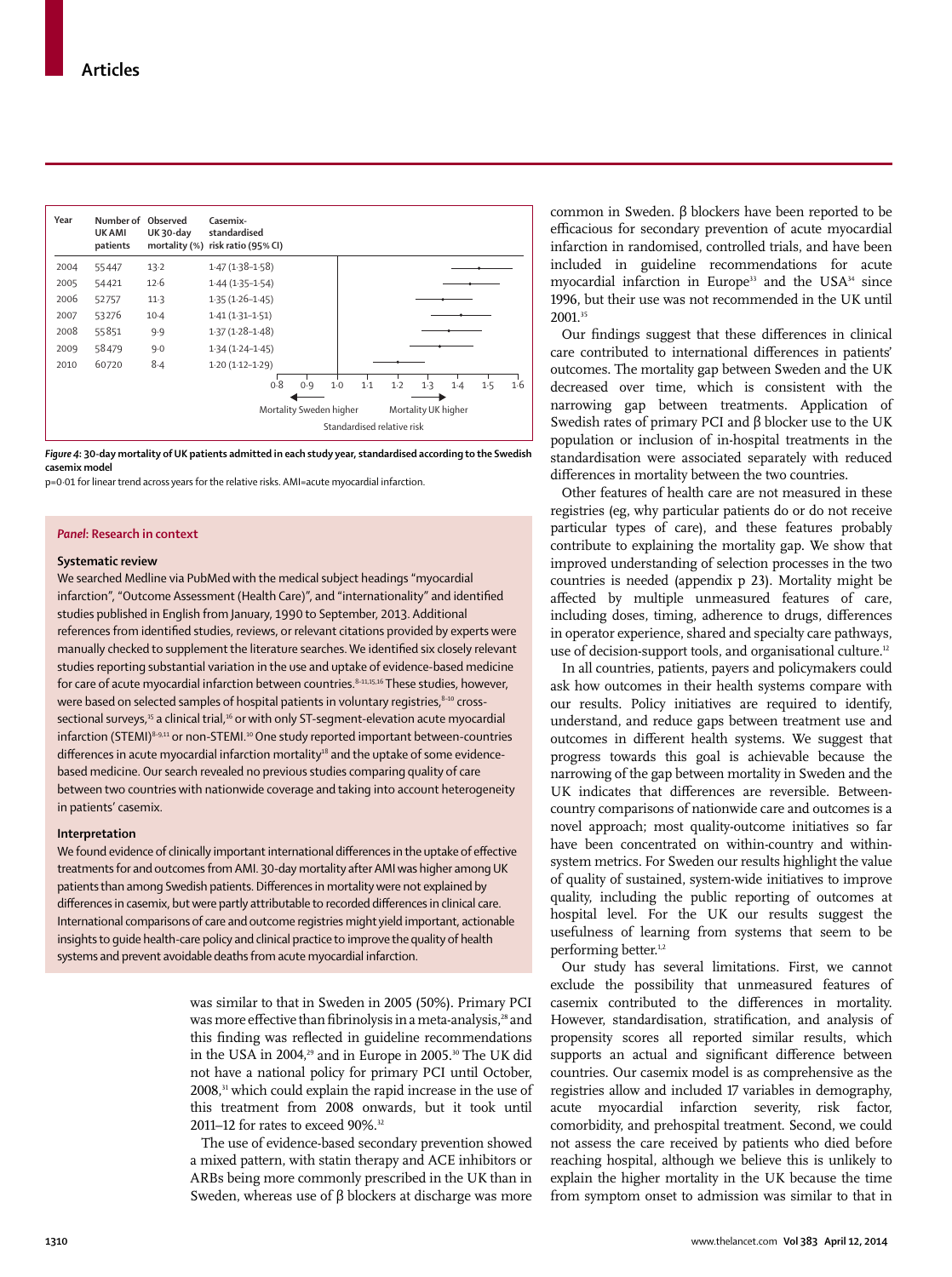| Year | Number of UK AMI patients | Observed UK 30-day mortality (%) | Casemix-standardised risk ratio (95% CI) |
|---|---|---|---|
| 2004 | 55447 | 13·2 | 1·47 (1·38–1·58) |
| 2005 | 54421 | 12·6 | 1·44 (1·35–1·54) |
| 2006 | 52757 | 11·3 | 1·35 (1·26–1·45) |
| 2007 | 53276 | 10·4 | 1·41 (1·31–1·51) |
| 2008 | 55851 | 9·9 | 1·37 (1·28–1·48) |
| 2009 | 58479 | 9·0 | 1·34 (1·24–1·45) |
| 2010 | 60720 | 8·4 | 1·20 (1·12–1·29) |

*Figure 4*: **30-day mortality of UK patients admitted in each study year, standardised according to the Swedish casemix model**

p=0·01 for linear trend across years for the relative risks. AMI=acute myocardial infarction.

### *Panel*: Research in context

**Systematic review**

We searched Medline via PubMed with the medical subject headings "myocardial infarction", "Outcome Assessment (Health Care)", and "internationality" and identified studies published in English from January, 1990 to September, 2013. Additional references from identified studies, reviews, or relevant citations provided by experts were manually checked to supplement the literature searches. We identified six closely relevant studies reporting substantial variation in the use and uptake of evidence-based medicine for care of acute myocardial infarction between countries.[8–11,15,16] These studies, however, were based on selected samples of hospital patients in voluntary registries,[8–10] cross-sectional surveys,[15] a clinical trial,[16] or with only ST-segment-elevation acute myocardial infarction (STEMI)[8–9,11] or non-STEMI.[10] One study reported important between-countries differences in acute myocardial infarction mortality[18] and the uptake of some evidence-based medicine. Our search revealed no previous studies comparing quality of care between two countries with nationwide coverage and taking into account heterogeneity in patients' casemix.

**Interpretation**

We found evidence of clinically important international differences in the uptake of effective treatments for and outcomes from AMI. 30-day mortality after AMI was higher among UK patients than among Swedish patients. Differences in mortality were not explained by differences in casemix, but were partly attributable to recorded differences in clinical care. International comparisons of care and outcome registries might yield important, actionable insights to guide health-care policy and clinical practice to improve the quality of health systems and prevent avoidable deaths from acute myocardial infarction.

was similar to that in Sweden in 2005 (50%). Primary PCI was more effective than fibrinolysis in a meta-analysis,[28] and this finding was reflected in guideline recommendations in the USA in 2004,[29] and in Europe in 2005.[30] The UK did not have a national policy for primary PCI until October, 2008,[31] which could explain the rapid increase in the use of this treatment from 2008 onwards, but it took until 2011–12 for rates to exceed 90%.[32]

The use of evidence-based secondary prevention showed a mixed pattern, with statin therapy and ACE inhibitors or ARBs being more commonly prescribed in the UK than in Sweden, whereas use of β blockers at discharge was more common in Sweden. β blockers have been reported to be efficacious for secondary prevention of acute myocardial infarction in randomised, controlled trials, and have been included in guideline recommendations for acute myocardial infarction in Europe[33] and the USA[34] since 1996, but their use was not recommended in the UK until 2001.[35]

Our findings suggest that these differences in clinical care contributed to international differences in patients' outcomes. The mortality gap between Sweden and the UK decreased over time, which is consistent with the narrowing gap between treatments. Application of Swedish rates of primary PCI and β blocker use to the UK population or inclusion of in-hospital treatments in the standardisation were associated with reduced differences in mortality between the two countries.

Other features of health care are not measured in these registries (eg, why particular patients do or do not receive particular types of care), and these features probably contribute to explaining the mortality gap. We show that improved understanding of selection processes in the two countries is needed (appendix p 23). Mortality might be affected by multiple unmeasured features of care, including doses, timing, adherence to drugs, differences in operator experience, shared and specialty care pathways, use of decision-support tools, and organisational culture.[12]

In all countries, patients, payers and policymakers could ask how outcomes in their health systems compare with our results. Policy initiatives are required to identify, understand, and reduce gaps between treatment use and outcomes in different health systems. We suggest that progress towards this goal is achievable because the narrowing of the gap between mortality in Sweden and the UK indicates that differences are reversible. Between-country comparisons of nationwide care and outcomes is a novel approach; most quality-outcome initiatives so far have been concentrated on within-country and within-system metrics. For Sweden our results highlight the value of quality of sustained, system-wide initiatives to improve quality, including the public reporting of outcomes at hospital level. For the UK our results suggest the usefulness of learning from systems that seem to be performing better.[1,2]

Our study has several limitations. First, we cannot exclude the possibility that unmeasured features of casemix contributed to the differences in mortality. However, standardisation, stratification, and analysis of propensity scores all reported similar results, which supports an actual and significant difference between countries. Our casemix model is as comprehensive as the registries allow and included 17 variables in demography, acute myocardial infarction severity, risk factor, comorbidity, and prehospital treatment. Second, we could not assess the care received by patients who died before reaching hospital, although we believe this is unlikely to explain the higher mortality in the UK because the time from symptom onset to admission was similar to that in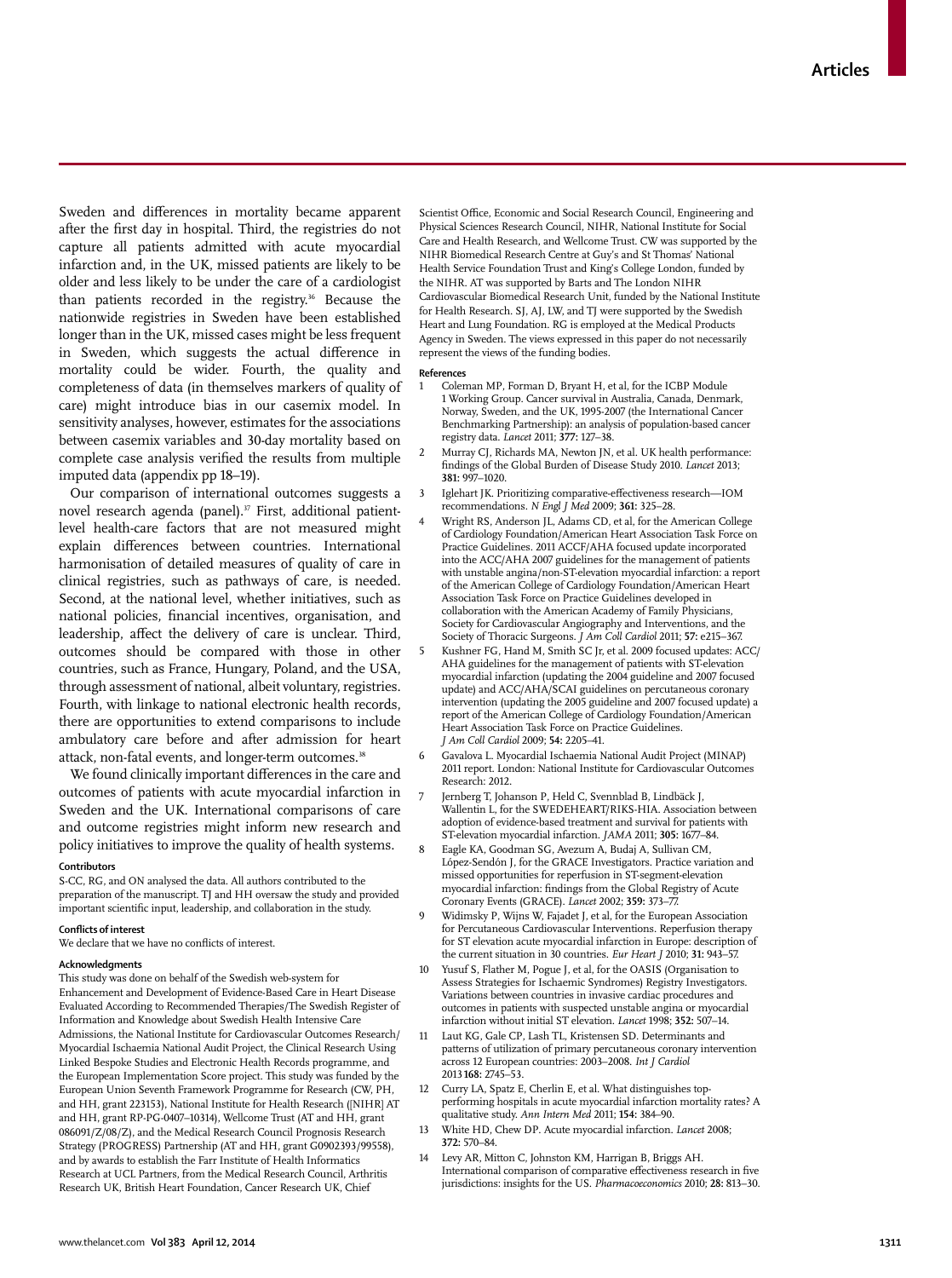Sweden and differences in mortality became apparent after the first day in hospital. Third, the registries do not capture all patients admitted with acute myocardial infarction and, in the UK, missed patients are likely to be older and less likely to be under the care of a cardiologist than patients recorded in the registry.[36] Because the nationwide registries in Sweden have been established longer than in the UK, missed cases might be less frequent in Sweden, which suggests the actual difference in mortality could be wider. Fourth, the quality and completeness of data (in themselves markers of quality of care) might introduce bias in our casemix model. In sensitivity analyses, however, estimates for the associations between casemix variables and 30-day mortality based on complete case analysis verified the results from multiple imputed data (appendix pp 18–19).

Our comparison of international outcomes suggests a novel research agenda (panel).[37] First, additional patient-level health-care factors that are not measured might explain differences between countries. International harmonisation of detailed measures of quality of care in clinical registries, such as pathways of care, is needed. Second, at the national level, whether initiatives, such as national policies, financial incentives, organisation, and leadership, affect the delivery of care is unclear. Third, outcomes should be compared with those in other countries, such as France, Hungary, Poland, and the USA, through assessment of national, albeit voluntary, registries. Fourth, with linkage to national electronic health records, there are opportunities to extend comparisons to include ambulatory care before and after admission for heart attack, non-fatal events, and longer-term outcomes.[38]

We found clinically important differences in the care and outcomes of patients with acute myocardial infarction in Sweden and the UK. International comparisons of care and outcome registries might inform new research and policy initiatives to improve the quality of health systems.

#### Contributors

S-CC, RG, and ON analysed the data. All authors contributed to the preparation of the manuscript. TJ and HH oversaw the study and provided important scientific input, leadership, and collaboration in the study.

#### Conflicts of interest

We declare that we have no conflicts of interest.

#### Acknowledgments

This study was done on behalf of the Swedish web-system for Enhancement and Development of Evidence-Based Care in Heart Disease Evaluated According to Recommended Therapies/The Swedish Register of Information and Knowledge about Swedish Health Intensive Care Admissions, the National Institute for Cardiovascular Outcomes Research/Myocardial Ischaemia National Audit Project, the Clinical Research Using Linked Bespoke Studies and Electronic Health Records programme, and the European Implementation Score project. This study was funded by the European Union Seventh Framework Programme for Research (CW, PH, and HH, grant 223153), National Institute for Health Research ([NIHR] AT and HH, grant RP-PG-0407–10314), Wellcome Trust (AT and HH, grant 086091/Z/08/Z), and the Medical Research Council Prognosis Research Strategy (PROGRESS) Partnership (AT and HH, grant G0902393/99558), and by awards to establish the Farr Institute of Health Informatics Research at UCL Partners, from the Medical Research Council, Arthritis Research UK, British Heart Foundation, Cancer Research UK, Chief Scientist Office, Economic and Social Research Council, Engineering and Physical Sciences Research Council, NIHR, National Institute for Social Care and Health Research, and Wellcome Trust. CW was supported by the NIHR Biomedical Research Centre at Guy's and St Thomas' National Health Service Foundation Trust and King's College London, funded by the NIHR. AT was supported by Barts and The London NIHR Cardiovascular Biomedical Research Unit, funded by the National Institute for Health Research. SJ, AJ, LW, and TJ were supported by the Swedish Heart and Lung Foundation. RG is employed at the Medical Products Agency in Sweden. The views expressed in this paper do not necessarily represent the views of the funding bodies.

#### References

1. Coleman MP, Forman D, Bryant H, et al, for the ICBP Module 1 Working Group. Cancer survival in Australia, Canada, Denmark, Norway, Sweden, and the UK, 1995-2007 (the International Cancer Benchmarking Partnership): an analysis of population-based cancer registry data. *Lancet* 2011; **377:** 127–38.
2. Murray CJ, Richards MA, Newton JN, et al. UK health performance: findings of the Global Burden of Disease Study 2010. *Lancet* 2013; **381:** 997–1020.
3. Iglehart JK. Prioritizing comparative-effectiveness research—IOM recommendations. *N Engl J Med* 2009; **361:** 325–28.
4. Wright RS, Anderson JL, Adams CD, et al, for the American College of Cardiology Foundation/American Heart Association Task Force on Practice Guidelines. 2011 ACCF/AHA focused update incorporated into the ACC/AHA 2007 guidelines for the management of patients with unstable angina/non-ST-elevation myocardial infarction: a report of the American College of Cardiology Foundation/American Heart Association Task Force on Practice Guidelines developed in collaboration with the American Academy of Family Physicians, Society for Cardiovascular Angiography and Interventions, and the Society of Thoracic Surgeons. *J Am Coll Cardiol* 2011; **57:** e215–367.
5. Kushner FG, Hand M, Smith SC Jr, et al. 2009 focused updates: ACC/AHA guidelines for the management of patients with ST-elevation myocardial infarction (updating the 2004 guideline and 2007 focused update) and ACC/AHA/SCAI guidelines on percutaneous coronary intervention (updating the 2005 guideline and 2007 focused update) a report of the American College of Cardiology Foundation/American Heart Association Task Force on Practice Guidelines. *J Am Coll Cardiol* 2009; **54:** 2205–41.
6. Gavalova L. Myocardial Ischaemia National Audit Project (MINAP) 2011 report. London: National Institute for Cardiovascular Outcomes Research: 2012.
7. Jernberg T, Johanson P, Held C, Svennblad B, Lindbäck J, Wallentin L, for the SWEDEHEART/RIKS-HIA. Association between adoption of evidence-based treatment and survival for patients with ST-elevation myocardial infarction. *JAMA* 2011; **305:** 1677–84.
8. Eagle KA, Goodman SG, Avezum A, Budaj A, Sullivan CM, López-Sendón J, for the GRACE Investigators. Practice variation and missed opportunities for reperfusion in ST-segment-elevation myocardial infarction: findings from the Global Registry of Acute Coronary Events (GRACE). *Lancet* 2002; **359:** 373–77.
9. Widimsky P, Wijns W, Fajadet J, et al, for the European Association for Percutaneous Cardiovascular Interventions. Reperfusion therapy for ST elevation acute myocardial infarction in Europe: description of the current situation in 30 countries. *Eur Heart J* 2010; **31:** 943–57.
10. Yusuf S, Flather M, Pogue J, et al, for the OASIS (Organisation to Assess Strategies for Ischaemic Syndromes) Registry Investigators. Variations between countries in invasive cardiac procedures and outcomes in patients with suspected unstable angina or myocardial infarction without initial ST elevation. *Lancet* 1998; **352:** 507–14.
11. Laut KG, Gale CP, Lash TL, Kristensen SD. Determinants and patterns of utilization of primary percutaneous coronary intervention across 12 European countries: 2003–2008. *Int J Cardiol* 2013 **168:** 2745–53.
12. Curry LA, Spatz E, Cherlin E, et al. What distinguishes top-performing hospitals in acute myocardial infarction mortality rates? A qualitative study. *Ann Intern Med* 2011; **154:** 384–90.
13. White HD, Chew DP. Acute myocardial infarction. *Lancet* 2008; **372:** 570–84.
14. Levy AR, Mitton C, Johnston KM, Harrigan B, Briggs AH. International comparison of comparative effectiveness research in five jurisdictions: insights for the US. *Pharmacoeconomics* 2010; **28:** 813–30.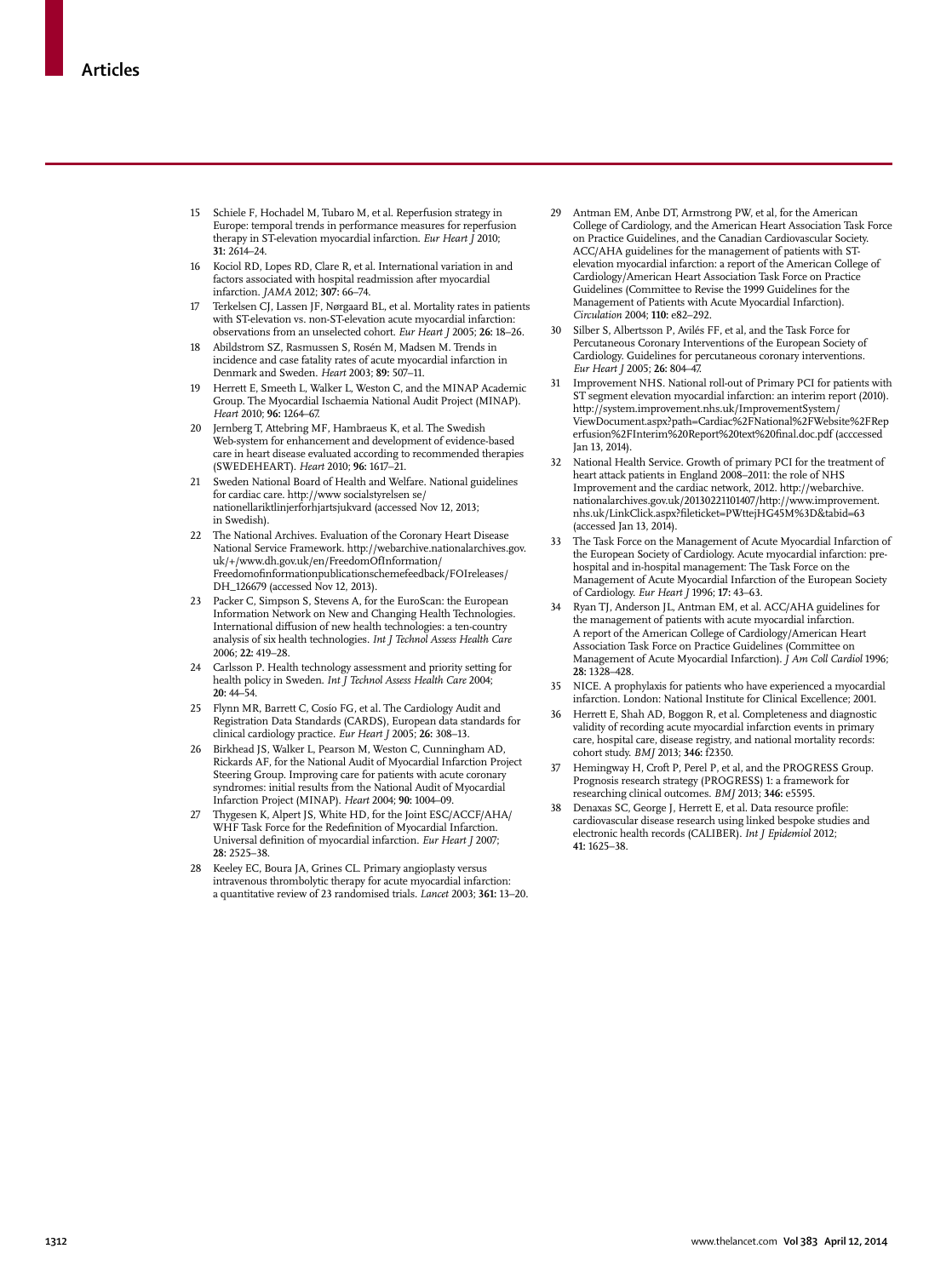15 Schiele F, Hochadel M, Tubaro M, et al. Reperfusion strategy in Europe: temporal trends in performance measures for reperfusion therapy in ST-elevation myocardial infarction. *Eur Heart J* 2010; **31:** 2614–24.

16 Kociol RD, Lopes RD, Clare R, et al. International variation in and factors associated with hospital readmission after myocardial infarction. *JAMA* 2012; **307:** 66–74.

17 Terkelsen CJ, Lassen JF, Nørgaard BL, et al. Mortality rates in patients with ST-elevation vs. non-ST-elevation acute myocardial infarction: observations from an unselected cohort. *Eur Heart J* 2005; **26:** 18–26.

18 Abildstrom SZ, Rasmussen S, Rosén M, Madsen M. Trends in incidence and case fatality rates of acute myocardial infarction in Denmark and Sweden. *Heart* 2003; **89:** 507–11.

19 Herrett E, Smeeth L, Walker L, Weston C, and the MINAP Academic Group. The Myocardial Ischaemia National Audit Project (MINAP). *Heart* 2010; **96:** 1264–67.

20 Jernberg T, Attebring MF, Hambraeus K, et al. The Swedish Web-system for enhancement and development of evidence-based care in heart disease evaluated according to recommended therapies (SWEDEHEART). *Heart* 2010; **96:** 1617–21.

21 Sweden National Board of Health and Welfare. National guidelines for cardiac care. http://www socialstyrelsen se/ nationellariktlinjerforhjartsjukvard (accessed Nov 12, 2013; in Swedish).

22 The National Archives. Evaluation of the Coronary Heart Disease National Service Framework. http://webarchive.nationalarchives.gov.uk/+/www.dh.gov.uk/en/FreedomOfInformation/ Freedomofinformationpublicationschemefeedback/FOIreleases/ DH_126679 (accessed Nov 12, 2013).

23 Packer C, Simpson S, Stevens A, for the EuroScan: the European Information Network on New and Changing Health Technologies. International diffusion of new health technologies: a ten-country analysis of six health technologies. *Int J Technol Assess Health Care* 2006; **22:** 419–28.

24 Carlsson P. Health technology assessment and priority setting for health policy in Sweden. *Int J Technol Assess Health Care* 2004; **20:** 44–54.

25 Flynn MR, Barrett C, Cosío FG, et al. The Cardiology Audit and Registration Data Standards (CARDS), European data standards for clinical cardiology practice. *Eur Heart J* 2005; **26:** 308–13.

26 Birkhead JS, Walker L, Pearson M, Weston C, Cunningham AD, Rickards AF, for the National Audit of Myocardial Infarction Project Steering Group. Improving care for patients with acute coronary syndromes: initial results from the National Audit of Myocardial Infarction Project (MINAP). *Heart* 2004; **90:** 1004–09.

27 Thygesen K, Alpert JS, White HD, for the Joint ESC/ACCF/AHA/WHF Task Force for the Redefinition of Myocardial Infarction. Universal definition of myocardial infarction. *Eur Heart J* 2007; **28:** 2525–38.

28 Keeley EC, Boura JA, Grines CL. Primary angioplasty versus intravenous thrombolytic therapy for acute myocardial infarction: a quantitative review of 23 randomised trials. *Lancet* 2003; **361:** 13–20.

29 Antman EM, Anbe DT, Armstrong PW, et al, for the American College of Cardiology, and the American Heart Association Task Force on Practice Guidelines, and the Canadian Cardiovascular Society. ACC/AHA guidelines for the management of patients with ST-elevation myocardial infarction: a report of the American College of Cardiology/American Heart Association Task Force on Practice Guidelines (Committee to Revise the 1999 Guidelines for the Management of Patients with Acute Myocardial Infarction). *Circulation* 2004; **110:** e82–292.

30 Silber S, Albertsson P, Avilés FF, et al, and the Task Force for Percutaneous Coronary Interventions of the European Society of Cardiology. Guidelines for percutaneous coronary interventions. *Eur Heart J* 2005; **26:** 804–47.

31 Improvement NHS. National roll-out of Primary PCI for patients with ST segment elevation myocardial infarction: an interim report (2010). http://system.improvement.nhs.uk/ImprovementSystem/ ViewDocument.aspx?path=Cardiac%2FNational%2FWebsite%2FReperfusion%2FInterim%20Report%20text%20final.doc.pdf (acccessed Jan 13, 2014).

32 National Health Service. Growth of primary PCI for the treatment of heart attack patients in England 2008–2011: the role of NHS Improvement and the cardiac network, 2012. http://webarchive.nationalarchives.gov.uk/20130221101407/http://www.improvement.nhs.uk/LinkClick.aspx?fileticket=PWttejHG45M%3D&tabid=63 (accessed Jan 13, 2014).

33 The Task Force on the Management of Acute Myocardial Infarction of the European Society of Cardiology. Acute myocardial infarction: pre-hospital and in-hospital management: The Task Force on the Management of Acute Myocardial Infarction of the European Society of Cardiology. *Eur Heart J* 1996; **17:** 43–63.

34 Ryan TJ, Anderson JL, Antman EM, et al. ACC/AHA guidelines for the management of patients with acute myocardial infarction. A report of the American College of Cardiology/American Heart Association Task Force on Practice Guidelines (Committee on Management of Acute Myocardial Infarction). *J Am Coll Cardiol* 1996; **28:** 1328–428.

35 NICE. A prophylaxis for patients who have experienced a myocardial infarction. London: National Institute for Clinical Excellence; 2001.

36 Herrett E, Shah AD, Boggon R, et al. Completeness and diagnostic validity of recording acute myocardial infarction events in primary care, hospital care, disease registry, and national mortality records: cohort study. *BMJ* 2013; **346:** f2350.

37 Hemingway H, Croft P, Perel P, et al, and the PROGRESS Group. Prognosis research strategy (PROGRESS) 1: a framework for researching clinical outcomes. *BMJ* 2013; **346:** e5595.

38 Denaxas SC, George J, Herrett E, et al. Data resource profile: cardiovascular disease research using linked bespoke studies and electronic health records (CALIBER). *Int J Epidemiol* 2012; **41:** 1625–38.